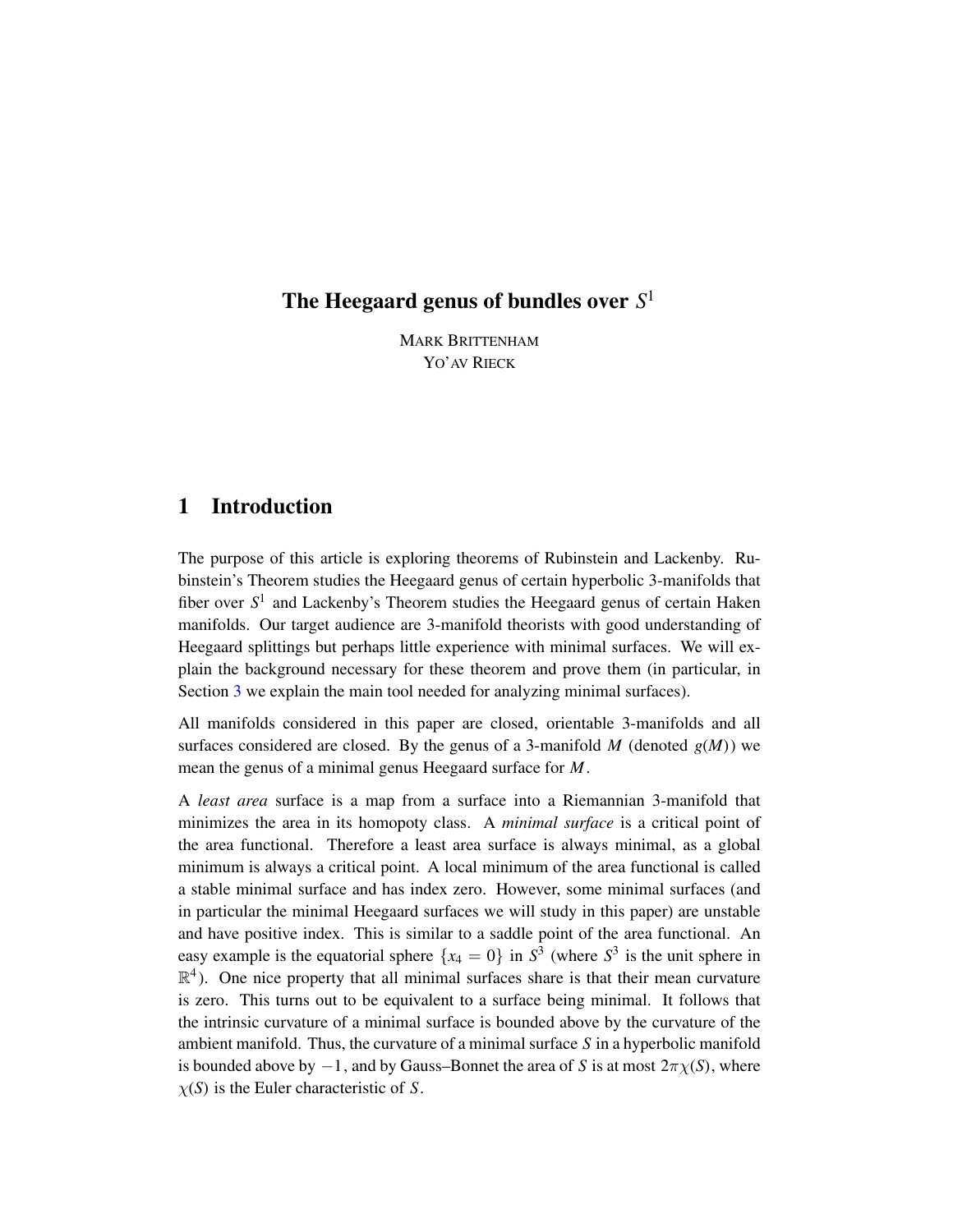# The Heegaard genus of bundles over $S^1$

MARK BRITTENHAM
YO'AV RIECK

## 1 Introduction

The purpose of this article is exploring theorems of Rubinstein and Lackenby. Rubinstein's Theorem studies the Heegaard genus of certain hyperbolic 3-manifolds that fiber over $S^1$ and Lackenby's Theorem studies the Heegaard genus of certain Haken manifolds. Our target audience are 3-manifold theorists with good understanding of Heegaard splittings but perhaps little experience with minimal surfaces. We will explain the background necessary for these theorem and prove them (in particular, in Section 3 we explain the main tool needed for analyzing minimal surfaces).

All manifolds considered in this paper are closed, orientable 3-manifolds and all surfaces considered are closed. By the genus of a 3-manifold $M$ (denoted $g(M)$) we mean the genus of a minimal genus Heegaard surface for $M$.

A *least area* surface is a map from a surface into a Riemannian 3-manifold that minimizes the area in its homopoty class. A *minimal surface* is a critical point of the area functional. Therefore a least area surface is always minimal, as a global minimum is always a critical point. A local minimum of the area functional is called a stable minimal surface and has index zero. However, some minimal surfaces (and in particular the minimal Heegaard surfaces we will study in this paper) are unstable and have positive index. This is similar to a saddle point of the area functional. An easy example is the equatorial sphere $\{x_4 = 0\}$ in $S^3$ (where $S^3$ is the unit sphere in $\mathbb{R}^4$). One nice property that all minimal surfaces share is that their mean curvature is zero. This turns out to be equivalent to a surface being minimal. It follows that the intrinsic curvature of a minimal surface is bounded above by the curvature of the ambient manifold. Thus, the curvature of a minimal surface $S$ in a hyperbolic manifold is bounded above by $-1$, and by Gauss–Bonnet the area of $S$ is at most $2\pi\chi(S)$, where $\chi(S)$ is the Euler characteristic of $S$.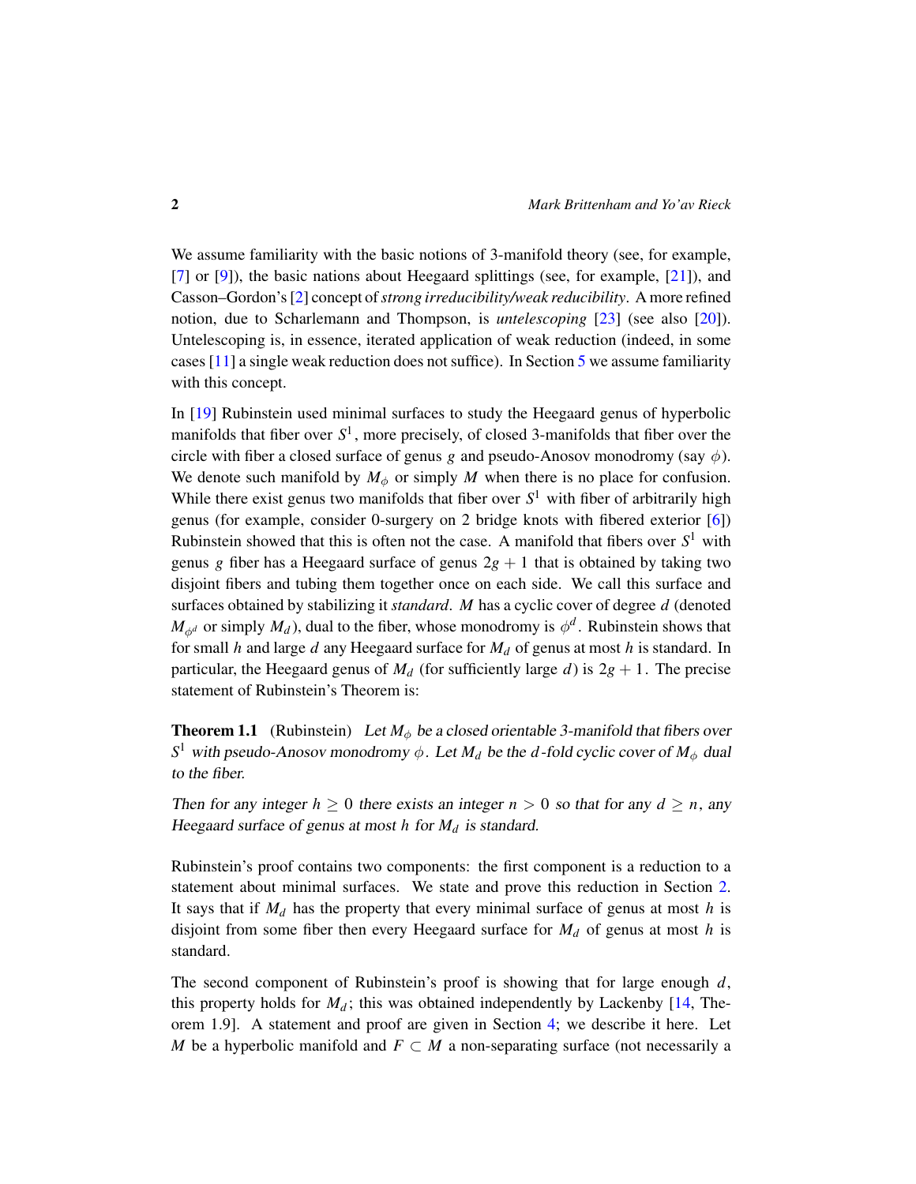We assume familiarity with the basic notions of 3-manifold theory (see, for example, [7] or [9]), the basic nations about Heegaard splittings (see, for example, [21]), and Casson–Gordon's [2] concept of *strong irreducibility/weak reducibility*. A more refined notion, due to Scharlemann and Thompson, is *untelescoping* [23] (see also [20]). Untelescoping is, in essence, iterated application of weak reduction (indeed, in some cases [11] a single weak reduction does not suffice). In Section 5 we assume familiarity with this concept.

In [19] Rubinstein used minimal surfaces to study the Heegaard genus of hyperbolic manifolds that fiber over $S^1$, more precisely, of closed 3-manifolds that fiber over the circle with fiber a closed surface of genus $g$ and pseudo-Anosov monodromy (say $\phi$). We denote such manifold by $M_\phi$ or simply $M$ when there is no place for confusion. While there exist genus two manifolds that fiber over $S^1$ with fiber of arbitrarily high genus (for example, consider 0-surgery on 2 bridge knots with fibered exterior [6]) Rubinstein showed that this is often not the case. A manifold that fibers over $S^1$ with genus $g$ fiber has a Heegaard surface of genus $2g+1$ that is obtained by taking two disjoint fibers and tubing them together once on each side. We call this surface and surfaces obtained by stabilizing it *standard*. $M$ has a cyclic cover of degree $d$ (denoted $M_{\phi^d}$ or simply $M_d$), dual to the fiber, whose monodromy is $\phi^d$. Rubinstein shows that for small $h$ and large $d$ any Heegaard surface for $M_d$ of genus at most $h$ is standard. In particular, the Heegaard genus of $M_d$ (for sufficiently large $d$) is $2g+1$. The precise statement of Rubinstein's Theorem is:

**Theorem 1.1** (Rubinstein) *Let $M_\phi$ be a closed orientable 3-manifold that fibers over $S^1$ with pseudo-Anosov monodromy $\phi$. Let $M_d$ be the $d$-fold cyclic cover of $M_\phi$ dual to the fiber.*

*Then for any integer $h \geq 0$ there exists an integer $n > 0$ so that for any $d \geq n$, any Heegaard surface of genus at most $h$ for $M_d$ is standard.*

Rubinstein's proof contains two components: the first component is a reduction to a statement about minimal surfaces. We state and prove this reduction in Section 2. It says that if $M_d$ has the property that every minimal surface of genus at most $h$ is disjoint from some fiber then every Heegaard surface for $M_d$ of genus at most $h$ is standard.

The second component of Rubinstein's proof is showing that for large enough $d$, this property holds for $M_d$; this was obtained independently by Lackenby [14, Theorem 1.9]. A statement and proof are given in Section 4; we describe it here. Let $M$ be a hyperbolic manifold and $F \subset M$ a non-separating surface (not necessarily a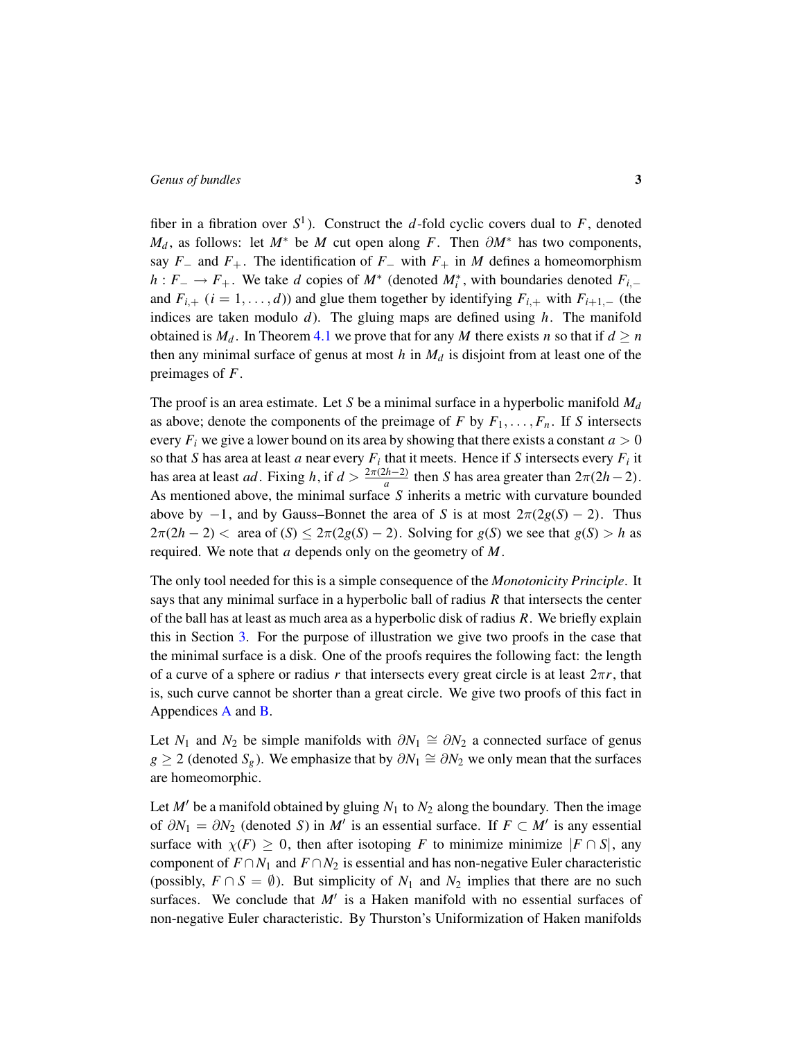fiber in a fibration over $S^1$). Construct the $d$-fold cyclic covers dual to $F$, denoted $M_d$, as follows: let $M^*$ be $M$ cut open along $F$. Then $\partial M^*$ has two components, say $F_-$ and $F_+$. The identification of $F_-$ with $F_+$ in $M$ defines a homeomorphism $h : F_- \to F_+$. We take $d$ copies of $M^*$ (denoted $M_i^*$, with boundaries denoted $F_{i,-}$ and $F_{i,+}$ ($i = 1, \ldots, d$)) and glue them together by identifying $F_{i,+}$ with $F_{i+1,-}$ (the indices are taken modulo $d$). The gluing maps are defined using $h$. The manifold obtained is $M_d$. In Theorem 4.1 we prove that for any $M$ there exists $n$ so that if $d \geq n$ then any minimal surface of genus at most $h$ in $M_d$ is disjoint from at least one of the preimages of $F$.

The proof is an area estimate. Let $S$ be a minimal surface in a hyperbolic manifold $M_d$ as above; denote the components of the preimage of $F$ by $F_1, \ldots, F_n$. If $S$ intersects every $F_i$ we give a lower bound on its area by showing that there exists a constant $a > 0$ so that $S$ has area at least $a$ near every $F_i$ that it meets. Hence if $S$ intersects every $F_i$ it has area at least $ad$. Fixing $h$, if $d > \frac{2\pi(2h-2)}{a}$ then $S$ has area greater than $2\pi(2h-2)$. As mentioned above, the minimal surface $S$ inherits a metric with curvature bounded above by $-1$, and by Gauss–Bonnet the area of $S$ is at most $2\pi(2g(S) - 2)$. Thus $2\pi(2h-2) <$ area of $(S) \leq 2\pi(2g(S) - 2)$. Solving for $g(S)$ we see that $g(S) > h$ as required. We note that $a$ depends only on the geometry of $M$.

The only tool needed for this is a simple consequence of the *Monotonicity Principle*. It says that any minimal surface in a hyperbolic ball of radius $R$ that intersects the center of the ball has at least as much area as a hyperbolic disk of radius $R$. We briefly explain this in Section 3. For the purpose of illustration we give two proofs in the case that the minimal surface is a disk. One of the proofs requires the following fact: the length of a curve of a sphere or radius $r$ that intersects every great circle is at least $2\pi r$, that is, such curve cannot be shorter than a great circle. We give two proofs of this fact in Appendices A and B.

Let $N_1$ and $N_2$ be simple manifolds with $\partial N_1 \cong \partial N_2$ a connected surface of genus $g \geq 2$ (denoted $S_g$). We emphasize that by $\partial N_1 \cong \partial N_2$ we only mean that the surfaces are homeomorphic.

Let $M'$ be a manifold obtained by gluing $N_1$ to $N_2$ along the boundary. Then the image of $\partial N_1 = \partial N_2$ (denoted $S$) in $M'$ is an essential surface. If $F \subset M'$ is any essential surface with $\chi(F) \geq 0$, then after isotoping $F$ to minimize minimize $|F \cap S|$, any component of $F \cap N_1$ and $F \cap N_2$ is essential and has non-negative Euler characteristic (possibly, $F \cap S = \emptyset$). But simplicity of $N_1$ and $N_2$ implies that there are no such surfaces. We conclude that $M'$ is a Haken manifold with no essential surfaces of non-negative Euler characteristic. By Thurston's Uniformization of Haken manifolds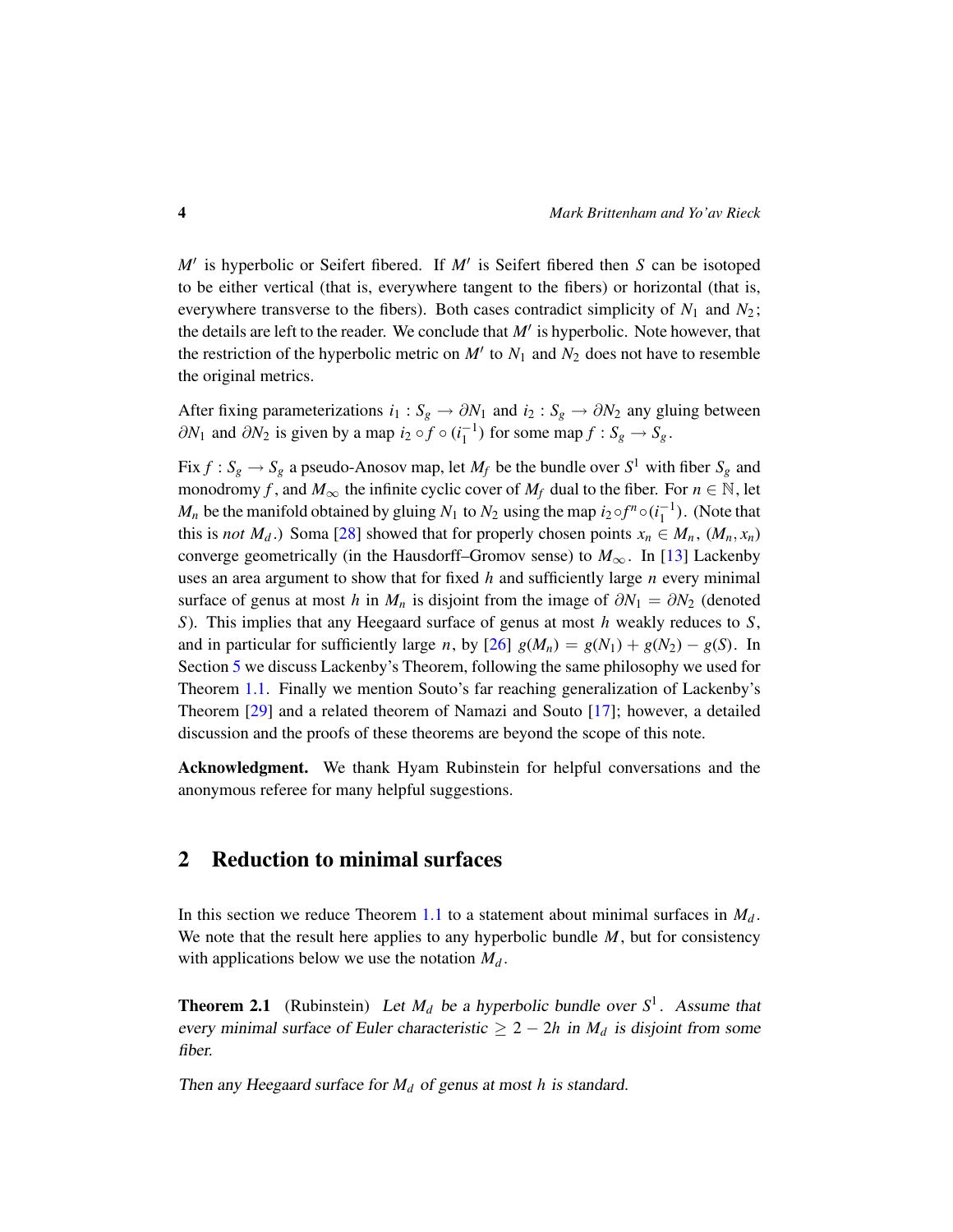$M'$ is hyperbolic or Seifert fibered. If $M'$ is Seifert fibered then $S$ can be isotoped to be either vertical (that is, everywhere tangent to the fibers) or horizontal (that is, everywhere transverse to the fibers). Both cases contradict simplicity of $N_1$ and $N_2$; the details are left to the reader. We conclude that $M'$ is hyperbolic. Note however, that the restriction of the hyperbolic metric on $M'$ to $N_1$ and $N_2$ does not have to resemble the original metrics.

After fixing parameterizations $i_1 : S_g \to \partial N_1$ and $i_2 : S_g \to \partial N_2$ any gluing between $\partial N_1$ and $\partial N_2$ is given by a map $i_2 \circ f \circ (i_1^{-1})$ for some map $f : S_g \to S_g$.

Fix $f : S_g \to S_g$ a pseudo-Anosov map, let $M_f$ be the bundle over $S^1$ with fiber $S_g$ and monodromy $f$, and $M_\infty$ the infinite cyclic cover of $M_f$ dual to the fiber. For $n \in \mathbb{N}$, let $M_n$ be the manifold obtained by gluing $N_1$ to $N_2$ using the map $i_2 \circ f^n \circ (i_1^{-1})$. (Note that this is *not* $M_d$.) Soma [28] showed that for properly chosen points $x_n \in M_n$, $(M_n, x_n)$ converge geometrically (in the Hausdorff–Gromov sense) to $M_\infty$. In [13] Lackenby uses an area argument to show that for fixed $h$ and sufficiently large $n$ every minimal surface of genus at most $h$ in $M_n$ is disjoint from the image of $\partial N_1 = \partial N_2$ (denoted $S$). This implies that any Heegaard surface of genus at most $h$ weakly reduces to $S$, and in particular for sufficiently large $n$, by [26] $g(M_n) = g(N_1) + g(N_2) - g(S)$. In Section 5 we discuss Lackenby's Theorem, following the same philosophy we used for Theorem 1.1. Finally we mention Souto's far reaching generalization of Lackenby's Theorem [29] and a related theorem of Namazi and Souto [17]; however, a detailed discussion and the proofs of these theorems are beyond the scope of this note.

**Acknowledgment.** We thank Hyam Rubinstein for helpful conversations and the anonymous referee for many helpful suggestions.

## 2 Reduction to minimal surfaces

In this section we reduce Theorem 1.1 to a statement about minimal surfaces in $M_d$. We note that the result here applies to any hyperbolic bundle $M$, but for consistency with applications below we use the notation $M_d$.

**Theorem 2.1** (Rubinstein) *Let $M_d$ be a hyperbolic bundle over $S^1$. Assume that every minimal surface of Euler characteristic $\geq 2 - 2h$ in $M_d$ is disjoint from some fiber.*

*Then any Heegaard surface for $M_d$ of genus at most $h$ is standard.*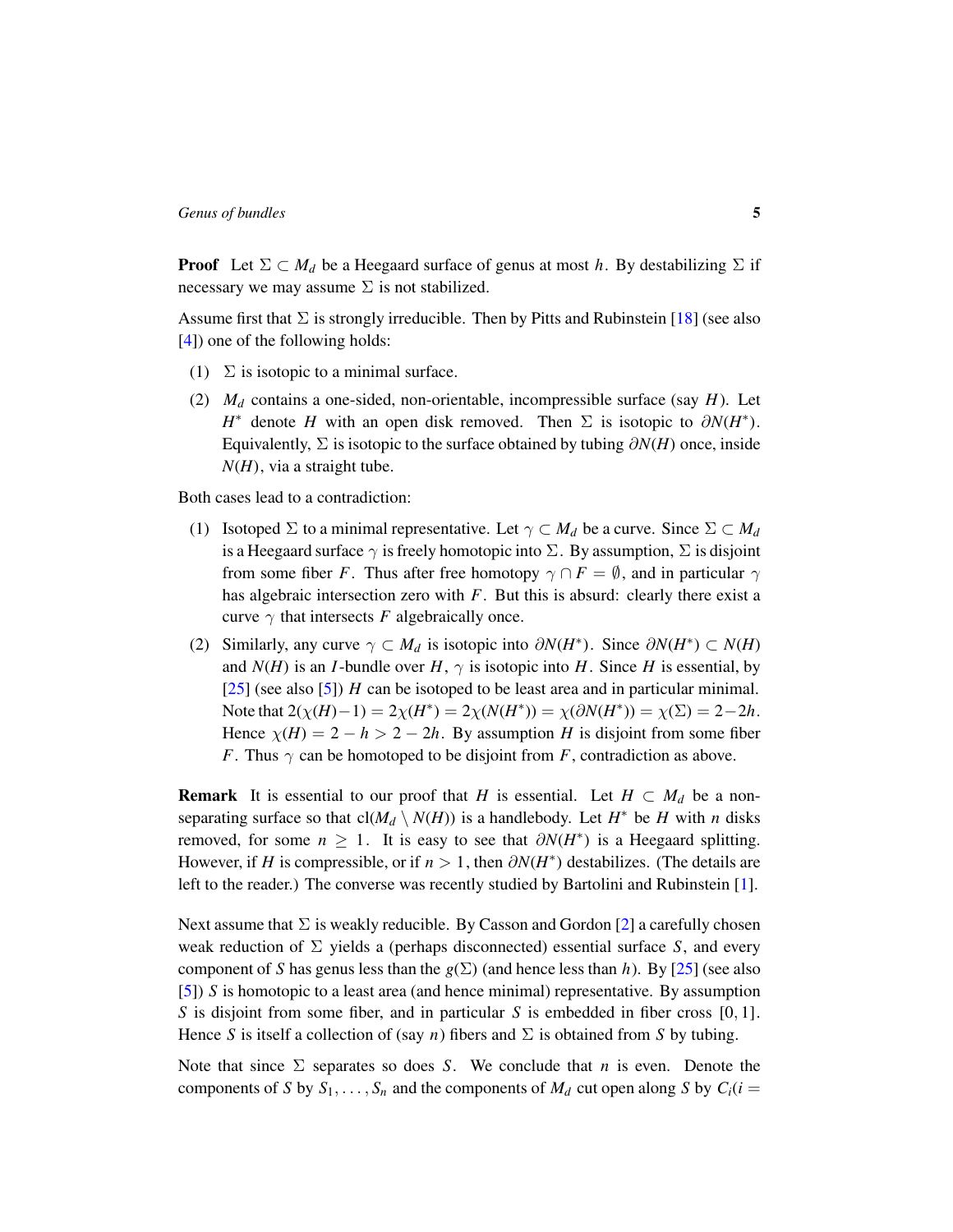**Proof** Let $\Sigma \subset M_d$ be a Heegaard surface of genus at most $h$. By destabilizing $\Sigma$ if necessary we may assume $\Sigma$ is not stabilized.

Assume first that $\Sigma$ is strongly irreducible. Then by Pitts and Rubinstein [18] (see also [4]) one of the following holds:

1. $\Sigma$ is isotopic to a minimal surface.
2. $M_d$ contains a one-sided, non-orientable, incompressible surface (say $H$). Let $H^*$ denote $H$ with an open disk removed. Then $\Sigma$ is isotopic to $\partial N(H^*)$. Equivalently, $\Sigma$ is isotopic to the surface obtained by tubing $\partial N(H)$ once, inside $N(H)$, via a straight tube.

Both cases lead to a contradiction:

1. Isotoped $\Sigma$ to a minimal representative. Let $\gamma \subset M_d$ be a curve. Since $\Sigma \subset M_d$ is a Heegaard surface $\gamma$ is freely homotopic into $\Sigma$. By assumption, $\Sigma$ is disjoint from some fiber $F$. Thus after free homotopy $\gamma \cap F = \emptyset$, and in particular $\gamma$ has algebraic intersection zero with $F$. But this is absurd: clearly there exist a curve $\gamma$ that intersects $F$ algebraically once.
2. Similarly, any curve $\gamma \subset M_d$ is isotopic into $\partial N(H^*)$. Since $\partial N(H^*) \subset N(H)$ and $N(H)$ is an $I$-bundle over $H$, $\gamma$ is isotopic into $H$. Since $H$ is essential, by [25] (see also [5]) $H$ can be isotoped to be least area and in particular minimal. Note that $2(\chi(H)-1) = 2\chi(H^*) = 2\chi(N(H^*)) = \chi(\partial N(H^*)) = \chi(\Sigma) = 2-2h$. Hence $\chi(H) = 2-h > 2-2h$. By assumption $H$ is disjoint from some fiber $F$. Thus $\gamma$ can be homotoped to be disjoint from $F$, contradiction as above.

**Remark** It is essential to our proof that $H$ is essential. Let $H \subset M_d$ be a non-separating surface so that $\text{cl}(M_d \setminus N(H))$ is a handlebody. Let $H^*$ be $H$ with $n$ disks removed, for some $n \geq 1$. It is easy to see that $\partial N(H^*)$ is a Heegaard splitting. However, if $H$ is compressible, or if $n > 1$, then $\partial N(H^*)$ destabilizes. (The details are left to the reader.) The converse was recently studied by Bartolini and Rubinstein [1].

Next assume that $\Sigma$ is weakly reducible. By Casson and Gordon [2] a carefully chosen weak reduction of $\Sigma$ yields a (perhaps disconnected) essential surface $S$, and every component of $S$ has genus less than the $g(\Sigma)$ (and hence less than $h$). By [25] (see also [5]) $S$ is homotopic to a least area (and hence minimal) representative. By assumption $S$ is disjoint from some fiber, and in particular $S$ is embedded in fiber cross $[0,1]$. Hence $S$ is itself a collection of (say $n$) fibers and $\Sigma$ is obtained from $S$ by tubing.

Note that since $\Sigma$ separates so does $S$. We conclude that $n$ is even. Denote the components of $S$ by $S_1, \dots, S_n$ and the components of $M_d$ cut open along $S$ by $C_i (i =$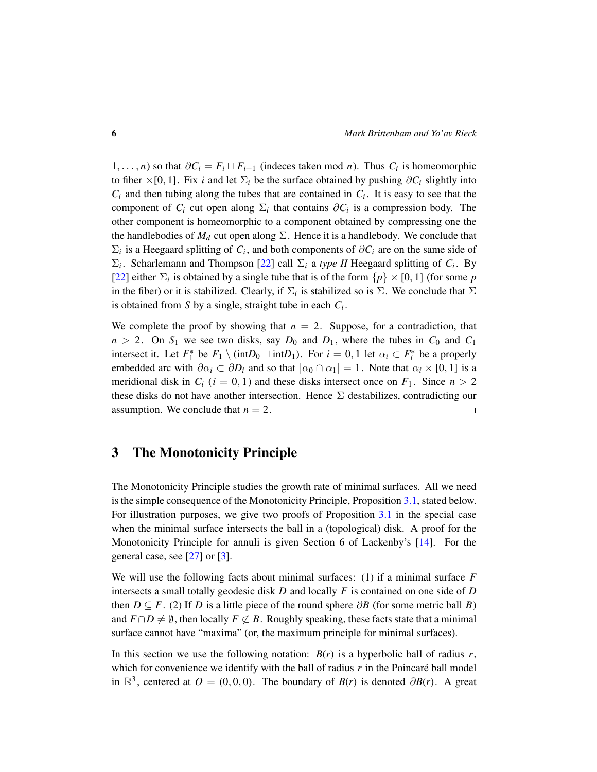$1, \ldots, n$) so that $\partial C_i = F_i \sqcup F_{i+1}$ (indeces taken mod $n$). Thus $C_i$ is homeomorphic to fiber $\times [0,1]$. Fix $i$ and let $\Sigma_i$ be the surface obtained by pushing $\partial C_i$ slightly into $C_i$ and then tubing along the tubes that are contained in $C_i$. It is easy to see that the component of $C_i$ cut open along $\Sigma_i$ that contains $\partial C_i$ is a compression body. The other component is homeomorphic to a component obtained by compressing one the the handlebodies of $M_d$ cut open along $\Sigma$. Hence it is a handlebody. We conclude that $\Sigma_i$ is a Heegaard splitting of $C_i$, and both components of $\partial C_i$ are on the same side of $\Sigma_i$. Scharlemann and Thompson [22] call $\Sigma_i$ a *type II* Heegaard splitting of $C_i$. By [22] either $\Sigma_i$ is obtained by a single tube that is of the form $\{p\} \times [0,1]$ (for some $p$ in the fiber) or it is stabilized. Clearly, if $\Sigma_i$ is stabilized so is $\Sigma$. We conclude that $\Sigma$ is obtained from $S$ by a single, straight tube in each $C_i$.

We complete the proof by showing that $n = 2$. Suppose, for a contradiction, that $n > 2$. On $S_1$ we see two disks, say $D_0$ and $D_1$, where the tubes in $C_0$ and $C_1$ intersect it. Let $F_1^*$ be $F_1 \setminus (\mathrm{int} D_0 \sqcup \mathrm{int} D_1)$. For $i = 0, 1$ let $\alpha_i \subset F_i^*$ be a properly embedded arc with $\partial \alpha_i \subset \partial D_i$ and so that $|\alpha_0 \cap \alpha_1| = 1$. Note that $\alpha_i \times [0,1]$ is a meridional disk in $C_i$ ($i = 0, 1$) and these disks intersect once on $F_1$. Since $n > 2$ these disks do not have another intersection. Hence $\Sigma$ destabilizes, contradicting our assumption. We conclude that $n = 2$. □

## 3 The Monotonicity Principle

The Monotonicity Principle studies the growth rate of minimal surfaces. All we need is the simple consequence of the Monotonicity Principle, Proposition 3.1, stated below. For illustration purposes, we give two proofs of Proposition 3.1 in the special case when the minimal surface intersects the ball in a (topological) disk. A proof for the Monotonicity Principle for annuli is given Section 6 of Lackenby's [14]. For the general case, see [27] or [3].

We will use the following facts about minimal surfaces: (1) if a minimal surface $F$ intersects a small totally geodesic disk $D$ and locally $F$ is contained on one side of $D$ then $D \subseteq F$. (2) If $D$ is a little piece of the round sphere $\partial B$ (for some metric ball $B$) and $F \cap D \neq \emptyset$, then locally $F \not\subset B$. Roughly speaking, these facts state that a minimal surface cannot have "maxima" (or, the maximum principle for minimal surfaces).

In this section we use the following notation: $B(r)$ is a hyperbolic ball of radius $r$, which for convenience we identify with the ball of radius $r$ in the Poincaré ball model in $\mathbb{R}^3$, centered at $O = (0,0,0)$. The boundary of $B(r)$ is denoted $\partial B(r)$. A great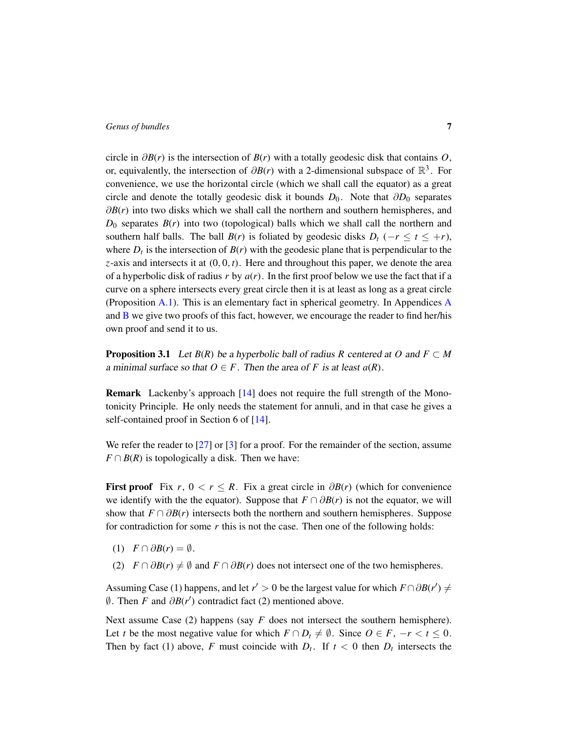circle in $\partial B(r)$ is the intersection of $B(r)$ with a totally geodesic disk that contains $O$, or, equivalently, the intersection of $\partial B(r)$ with a 2-dimensional subspace of $\mathbb{R}^3$. For convenience, we use the horizontal circle (which we shall call the equator) as a great circle and denote the totally geodesic disk it bounds $D_0$. Note that $\partial D_0$ separates $\partial B(r)$ into two disks which we shall call the northern and southern hemispheres, and $D_0$ separates $B(r)$ into two (topological) balls which we shall call the northern and southern half balls. The ball $B(r)$ is foliated by geodesic disks $D_t$ $(-r \leq t \leq +r)$, where $D_t$ is the intersection of $B(r)$ with the geodesic plane that is perpendicular to the $z$-axis and intersects it at $(0, 0, t)$. Here and throughout this paper, we denote the area of a hyperbolic disk of radius $r$ by $a(r)$. In the first proof below we use the fact that if a curve on a sphere intersects every great circle then it is at least as long as a great circle (Proposition A.1). This is an elementary fact in spherical geometry. In Appendices A and B we give two proofs of this fact, however, we encourage the reader to find her/his own proof and send it to us.

**Proposition 3.1** *Let $B(R)$ be a hyperbolic ball of radius $R$ centered at $O$ and $F \subset M$ a minimal surface so that $O \in F$. Then the area of $F$ is at least $a(R)$.*

**Remark** Lackenby's approach [14] does not require the full strength of the Monotonicity Principle. He only needs the statement for annuli, and in that case he gives a self-contained proof in Section 6 of [14].

We refer the reader to [27] or [3] for a proof. For the remainder of the section, assume $F \cap B(R)$ is topologically a disk. Then we have:

**First proof** Fix $r$, $0 < r \leq R$. Fix a great circle in $\partial B(r)$ (which for convenience we identify with the the equator). Suppose that $F \cap \partial B(r)$ is not the equator, we will show that $F \cap \partial B(r)$ intersects both the northern and southern hemispheres. Suppose for contradiction for some $r$ this is not the case. Then one of the following holds:

1. $F \cap \partial B(r) = \emptyset$.
2. $F \cap \partial B(r) \neq \emptyset$ and $F \cap \partial B(r)$ does not intersect one of the two hemispheres.

Assuming Case (1) happens, and let $r' > 0$ be the largest value for which $F \cap \partial B(r') \neq \emptyset$. Then $F$ and $\partial B(r')$ contradict fact (2) mentioned above.

Next assume Case (2) happens (say $F$ does not intersect the southern hemisphere). Let $t$ be the most negative value for which $F \cap D_t \neq \emptyset$. Since $O \in F$, $-r < t \leq 0$. Then by fact (1) above, $F$ must coincide with $D_t$. If $t < 0$ then $D_t$ intersects the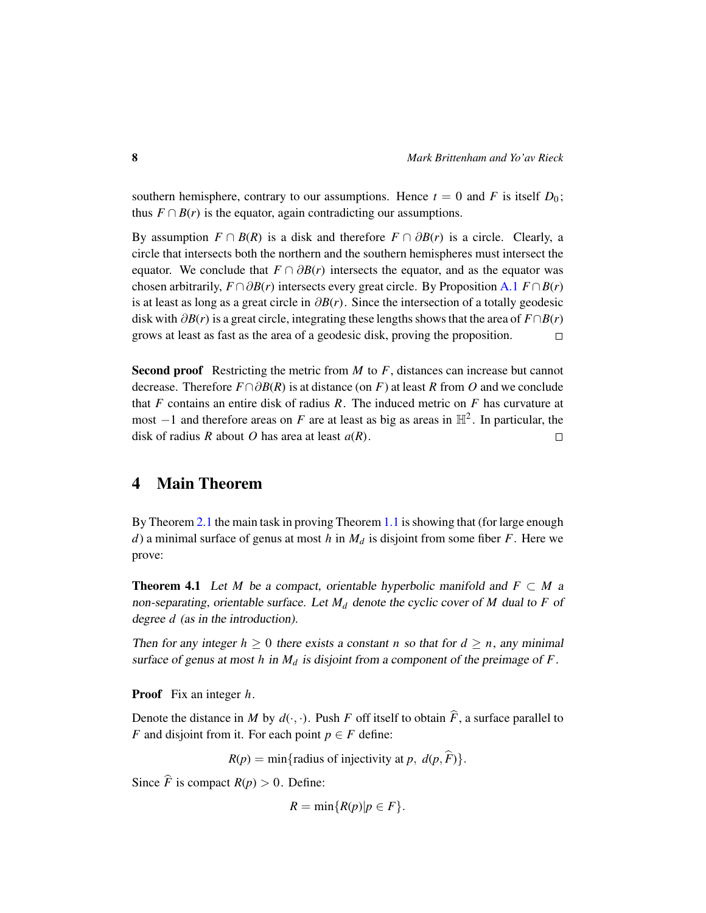southern hemisphere, contrary to our assumptions. Hence $t = 0$ and $F$ is itself $D_0$; thus $F \cap B(r)$ is the equator, again contradicting our assumptions.

By assumption $F \cap B(R)$ is a disk and therefore $F \cap \partial B(r)$ is a circle. Clearly, a circle that intersects both the northern and the southern hemispheres must intersect the equator. We conclude that $F \cap \partial B(r)$ intersects the equator, and as the equator was chosen arbitrarily, $F \cap \partial B(r)$ intersects every great circle. By Proposition A.1 $F \cap B(r)$ is at least as long as a great circle in $\partial B(r)$. Since the intersection of a totally geodesic disk with $\partial B(r)$ is a great circle, integrating these lengths shows that the area of $F \cap B(r)$ grows at least as fast as the area of a geodesic disk, proving the proposition. □

**Second proof** Restricting the metric from $M$ to $F$, distances can increase but cannot decrease. Therefore $F \cap \partial B(R)$ is at distance (on $F$) at least $R$ from $O$ and we conclude that $F$ contains an entire disk of radius $R$. The induced metric on $F$ has curvature at most $-1$ and therefore areas on $F$ are at least as big as areas in $\mathbb{H}^2$. In particular, the disk of radius $R$ about $O$ has area at least $a(R)$. □

## 4 Main Theorem

By Theorem 2.1 the main task in proving Theorem 1.1 is showing that (for large enough $d$) a minimal surface of genus at most $h$ in $M_d$ is disjoint from some fiber $F$. Here we prove:

**Theorem 4.1** *Let $M$ be a compact, orientable hyperbolic manifold and $F \subset M$ a non-separating, orientable surface. Let $M_d$ denote the cyclic cover of $M$ dual to $F$ of degree $d$ (as in the introduction).*

*Then for any integer $h \geq 0$ there exists a constant $n$ so that for $d \geq n$, any minimal surface of genus at most $h$ in $M_d$ is disjoint from a component of the preimage of $F$.*

**Proof** Fix an integer $h$.

Denote the distance in $M$ by $d(\cdot, \cdot)$. Push $F$ off itself to obtain $\widehat{F}$, a surface parallel to $F$ and disjoint from it. For each point $p \in F$ define:

$$R(p) = \min\{\text{radius of injectivity at } p,\ d(p, \widehat{F})\}.$$

Since $\widehat{F}$ is compact $R(p) > 0$. Define:

$$R = \min\{R(p) | p \in F\}.$$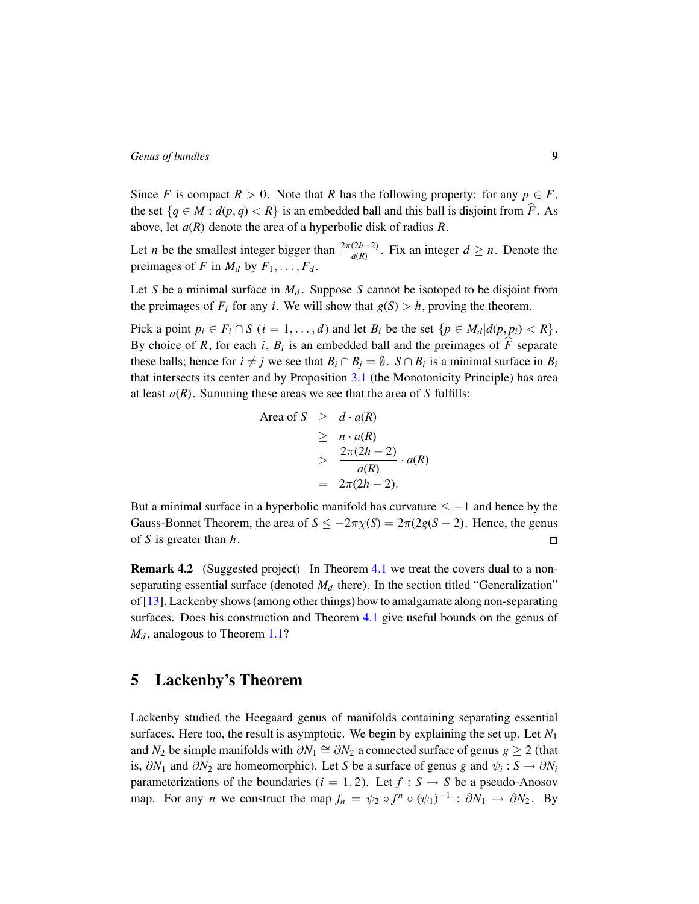Since $F$ is compact $R > 0$. Note that $R$ has the following property: for any $p \in F$, the set $\{q \in M : d(p,q) < R\}$ is an embedded ball and this ball is disjoint from $\widehat{F}$. As above, let $a(R)$ denote the area of a hyperbolic disk of radius $R$.

Let $n$ be the smallest integer bigger than $\frac{2\pi(2h-2)}{a(R)}$. Fix an integer $d \geq n$. Denote the preimages of $F$ in $M_d$ by $F_1, \ldots, F_d$.

Let $S$ be a minimal surface in $M_d$. Suppose $S$ cannot be isotoped to be disjoint from the preimages of $F_i$ for any $i$. We will show that $g(S) > h$, proving the theorem.

Pick a point $p_i \in F_i \cap S$ ($i = 1, \ldots, d$) and let $B_i$ be the set $\{p \in M_d | d(p, p_i) < R\}$. By choice of $R$, for each $i$, $B_i$ is an embedded ball and the preimages of $\widehat{F}$ separate these balls; hence for $i \neq j$ we see that $B_i \cap B_j = \emptyset$. $S \cap B_i$ is a minimal surface in $B_i$ that intersects its center and by Proposition 3.1 (the Monotonicity Principle) has area at least $a(R)$. Summing these areas we see that the area of $S$ fulfills:

$$
\begin{aligned}
\text{Area of } S &\geq d \cdot a(R) \\
&\geq n \cdot a(R) \\
&> \frac{2\pi(2h-2)}{a(R)} \cdot a(R) \\
&= 2\pi(2h-2).
\end{aligned}
$$

But a minimal surface in a hyperbolic manifold has curvature $\leq -1$ and hence by the Gauss-Bonnet Theorem, the area of $S \leq -2\pi\chi(S) = 2\pi(2g(S-2)$. Hence, the genus of $S$ is greater than $h$. □

**Remark 4.2** (Suggested project) In Theorem 4.1 we treat the covers dual to a non-separating essential surface (denoted $M_d$ there). In the section titled "Generalization" of [13], Lackenby shows (among other things) how to amalgamate along non-separating surfaces. Does his construction and Theorem 4.1 give useful bounds on the genus of $M_d$, analogous to Theorem 1.1?

## 5 Lackenby's Theorem

Lackenby studied the Heegaard genus of manifolds containing separating essential surfaces. Here too, the result is asymptotic. We begin by explaining the set up. Let $N_1$ and $N_2$ be simple manifolds with $\partial N_1 \cong \partial N_2$ a connected surface of genus $g \geq 2$ (that is, $\partial N_1$ and $\partial N_2$ are homeomorphic). Let $S$ be a surface of genus $g$ and $\psi_i : S \to \partial N_i$ parameterizations of the boundaries ($i = 1, 2$). Let $f : S \to S$ be a pseudo-Anosov map. For any $n$ we construct the map $f_n = \psi_2 \circ f^n \circ (\psi_1)^{-1} : \partial N_1 \to \partial N_2$. By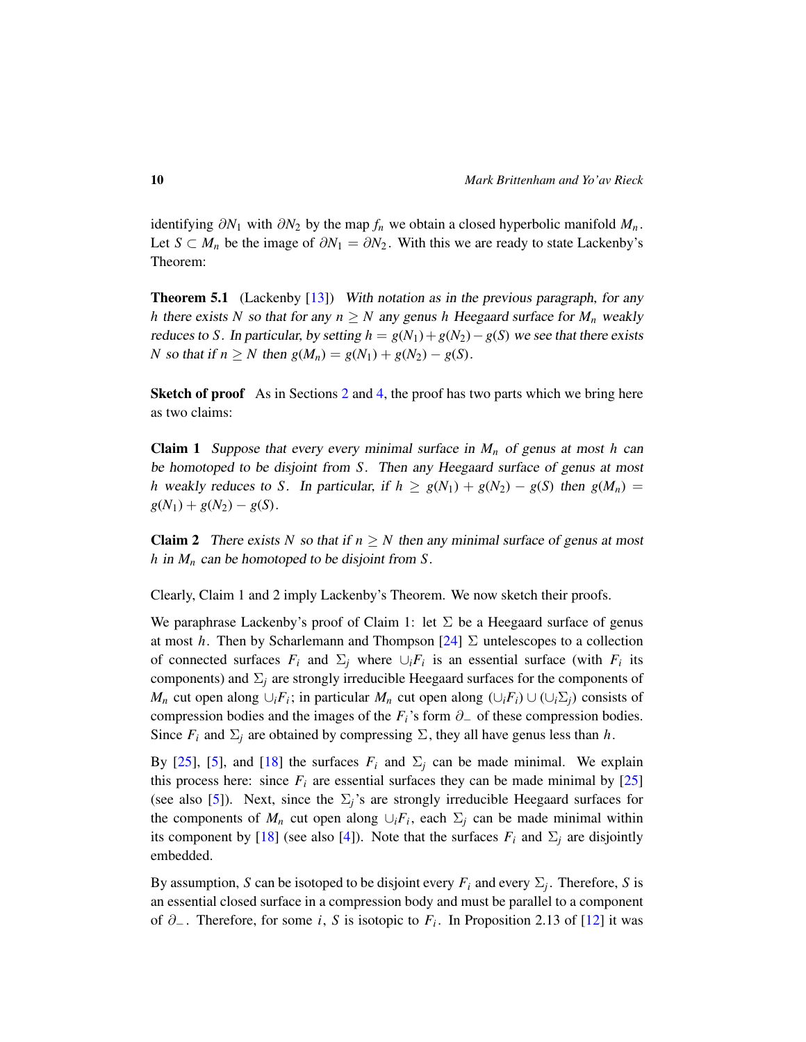identifying $\partial N_1$ with $\partial N_2$ by the map $f_n$ we obtain a closed hyperbolic manifold $M_n$. Let $S \subset M_n$ be the image of $\partial N_1 = \partial N_2$. With this we are ready to state Lackenby's Theorem:

**Theorem 5.1** (Lackenby [13]) *With notation as in the previous paragraph, for any $h$ there exists $N$ so that for any $n \geq N$ any genus $h$ Heegaard surface for $M_n$ weakly reduces to $S$. In particular, by setting $h = g(N_1) + g(N_2) - g(S)$ we see that there exists $N$ so that if $n \geq N$ then $g(M_n) = g(N_1) + g(N_2) - g(S)$.*

**Sketch of proof** As in Sections 2 and 4, the proof has two parts which we bring here as two claims:

**Claim 1** *Suppose that every every minimal surface in $M_n$ of genus at most $h$ can be homotoped to be disjoint from $S$. Then any Heegaard surface of genus at most $h$ weakly reduces to $S$. In particular, if $h \geq g(N_1) + g(N_2) - g(S)$ then $g(M_n) = g(N_1) + g(N_2) - g(S)$.*

**Claim 2** *There exists $N$ so that if $n \geq N$ then any minimal surface of genus at most $h$ in $M_n$ can be homotoped to be disjoint from $S$.*

Clearly, Claim 1 and 2 imply Lackenby's Theorem. We now sketch their proofs.

We paraphrase Lackenby's proof of Claim 1: let $\Sigma$ be a Heegaard surface of genus at most $h$. Then by Scharlemann and Thompson [24] $\Sigma$ untelescopes to a collection of connected surfaces $F_i$ and $\Sigma_j$ where $\cup_i F_i$ is an essential surface (with $F_i$ its components) and $\Sigma_j$ are strongly irreducible Heegaard surfaces for the components of $M_n$ cut open along $\cup_i F_i$; in particular $M_n$ cut open along $(\cup_i F_i) \cup (\cup_i \Sigma_j)$ consists of compression bodies and the images of the $F_i$'s form $\partial_-$ of these compression bodies. Since $F_i$ and $\Sigma_j$ are obtained by compressing $\Sigma$, they all have genus less than $h$.

By [25], [5], and [18] the surfaces $F_i$ and $\Sigma_j$ can be made minimal. We explain this process here: since $F_i$ are essential surfaces they can be made minimal by [25] (see also [5]). Next, since the $\Sigma_j$'s are strongly irreducible Heegaard surfaces for the components of $M_n$ cut open along $\cup_i F_i$, each $\Sigma_j$ can be made minimal within its component by [18] (see also [4]). Note that the surfaces $F_i$ and $\Sigma_j$ are disjointly embedded.

By assumption, $S$ can be isotoped to be disjoint every $F_i$ and every $\Sigma_j$. Therefore, $S$ is an essential closed surface in a compression body and must be parallel to a component of $\partial_-$. Therefore, for some $i$, $S$ is isotopic to $F_i$. In Proposition 2.13 of [12] it was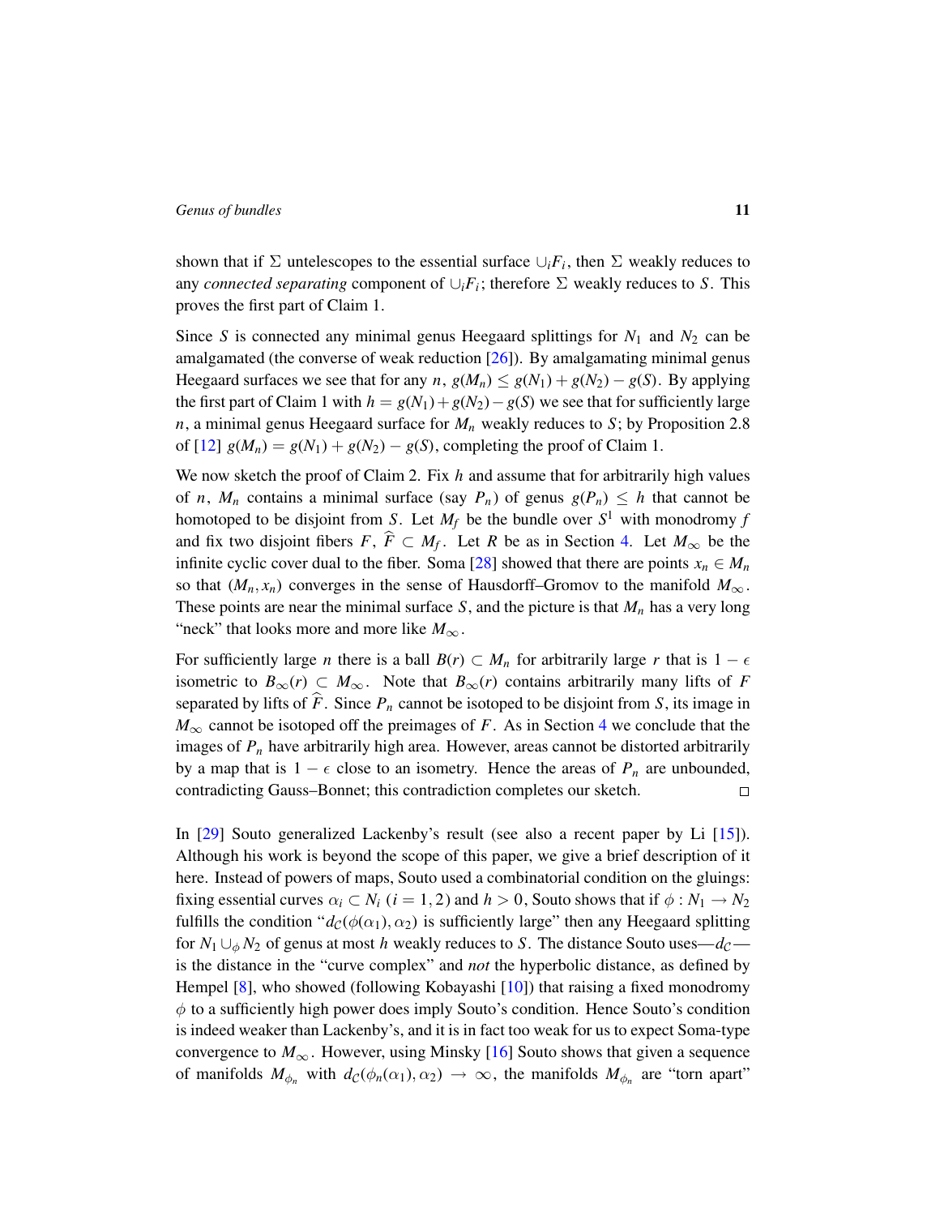shown that if $\Sigma$ untelescopes to the essential surface $\cup_i F_i$, then $\Sigma$ weakly reduces to any *connected separating* component of $\cup_i F_i$; therefore $\Sigma$ weakly reduces to $S$. This proves the first part of Claim 1.

Since $S$ is connected any minimal genus Heegaard splittings for $N_1$ and $N_2$ can be amalgamated (the converse of weak reduction [26]). By amalgamating minimal genus Heegaard surfaces we see that for any $n$, $g(M_n) \leq g(N_1) + g(N_2) - g(S)$. By applying the first part of Claim 1 with $h = g(N_1) + g(N_2) - g(S)$ we see that for sufficiently large $n$, a minimal genus Heegaard surface for $M_n$ weakly reduces to $S$; by Proposition 2.8 of [12] $g(M_n) = g(N_1) + g(N_2) - g(S)$, completing the proof of Claim 1.

We now sketch the proof of Claim 2. Fix $h$ and assume that for arbitrarily high values of $n$, $M_n$ contains a minimal surface (say $P_n$) of genus $g(P_n) \leq h$ that cannot be homotoped to be disjoint from $S$. Let $M_f$ be the bundle over $S^1$ with monodromy $f$ and fix two disjoint fibers $F$, $\widehat{F} \subset M_f$. Let $R$ be as in Section 4. Let $M_\infty$ be the infinite cyclic cover dual to the fiber. Soma [28] showed that there are points $x_n \in M_n$ so that $(M_n, x_n)$ converges in the sense of Hausdorff–Gromov to the manifold $M_\infty$. These points are near the minimal surface $S$, and the picture is that $M_n$ has a very long "neck" that looks more and more like $M_\infty$.

For sufficiently large $n$ there is a ball $B(r) \subset M_n$ for arbitrarily large $r$ that is $1 - \epsilon$ isometric to $B_\infty(r) \subset M_\infty$. Note that $B_\infty(r)$ contains arbitrarily many lifts of $F$ separated by lifts of $\widehat{F}$. Since $P_n$ cannot be isotoped to be disjoint from $S$, its image in $M_\infty$ cannot be isotoped off the preimages of $F$. As in Section 4 we conclude that the images of $P_n$ have arbitrarily high area. However, areas cannot be distorted arbitrarily by a map that is $1 - \epsilon$ close to an isometry. Hence the areas of $P_n$ are unbounded, contradicting Gauss–Bonnet; this contradiction completes our sketch. □

In [29] Souto generalized Lackenby's result (see also a recent paper by Li [15]). Although his work is beyond the scope of this paper, we give a brief description of it here. Instead of powers of maps, Souto used a combinatorial condition on the gluings: fixing essential curves $\alpha_i \subset N_i$ ($i = 1, 2$) and $h > 0$, Souto shows that if $\phi : N_1 \to N_2$ fulfills the condition "$d_{\mathcal{C}}(\phi(\alpha_1), \alpha_2)$ is sufficiently large" then any Heegaard splitting for $N_1 \cup_\phi N_2$ of genus at most $h$ weakly reduces to $S$. The distance Souto uses—$d_{\mathcal{C}}$—is the distance in the "curve complex" and *not* the hyperbolic distance, as defined by Hempel [8], who showed (following Kobayashi [10]) that raising a fixed monodromy $\phi$ to a sufficiently high power does imply Souto's condition. Hence Souto's condition is indeed weaker than Lackenby's, and it is in fact too weak for us to expect Soma-type convergence to $M_\infty$. However, using Minsky [16] Souto shows that given a sequence of manifolds $M_{\phi_n}$ with $d_{\mathcal{C}}(\phi_n(\alpha_1), \alpha_2) \to \infty$, the manifolds $M_{\phi_n}$ are "torn apart"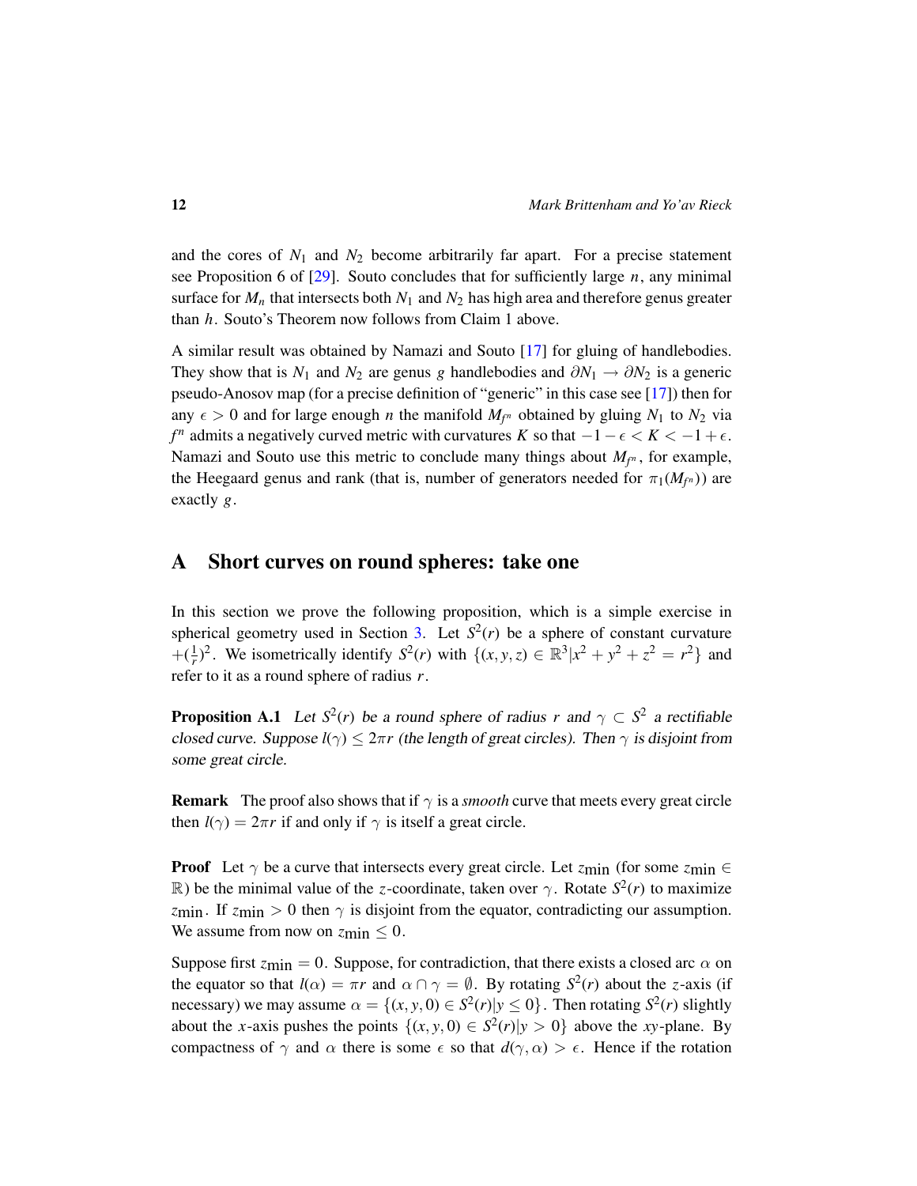and the cores of $N_1$ and $N_2$ become arbitrarily far apart. For a precise statement see Proposition 6 of [29]. Souto concludes that for sufficiently large $n$, any minimal surface for $M_n$ that intersects both $N_1$ and $N_2$ has high area and therefore genus greater than $h$. Souto's Theorem now follows from Claim 1 above.

A similar result was obtained by Namazi and Souto [17] for gluing of handlebodies. They show that is $N_1$ and $N_2$ are genus $g$ handlebodies and $\partial N_1 \to \partial N_2$ is a generic pseudo-Anosov map (for a precise definition of "generic" in this case see [17]) then for any $\epsilon > 0$ and for large enough $n$ the manifold $M_{f^n}$ obtained by gluing $N_1$ to $N_2$ via $f^n$ admits a negatively curved metric with curvatures $K$ so that $-1 - \epsilon < K < -1 + \epsilon$. Namazi and Souto use this metric to conclude many things about $M_{f^n}$, for example, the Heegaard genus and rank (that is, number of generators needed for $\pi_1(M_{f^n})$) are exactly $g$.

## A Short curves on round spheres: take one

In this section we prove the following proposition, which is a simple exercise in spherical geometry used in Section 3. Let $S^2(r)$ be a sphere of constant curvature $+(\frac{1}{r})^2$. We isometrically identify $S^2(r)$ with $\{(x, y, z) \in \mathbb{R}^3 | x^2 + y^2 + z^2 = r^2\}$ and refer to it as a round sphere of radius $r$.

**Proposition A.1** *Let $S^2(r)$ be a round sphere of radius $r$ and $\gamma \subset S^2$ a rectifiable closed curve. Suppose $l(\gamma) \leq 2\pi r$ (the length of great circles). Then $\gamma$ is disjoint from some great circle.*

**Remark** The proof also shows that if $\gamma$ is a *smooth* curve that meets every great circle then $l(\gamma) = 2\pi r$ if and only if $\gamma$ is itself a great circle.

**Proof** Let $\gamma$ be a curve that intersects every great circle. Let $z_{\text{min}}$ (for some $z_{\text{min}} \in \mathbb{R}$) be the minimal value of the $z$-coordinate, taken over $\gamma$. Rotate $S^2(r)$ to maximize $z_{\text{min}}$. If $z_{\text{min}} > 0$ then $\gamma$ is disjoint from the equator, contradicting our assumption. We assume from now on $z_{\text{min}} \leq 0$.

Suppose first $z_{\text{min}} = 0$. Suppose, for contradiction, that there exists a closed arc $\alpha$ on the equator so that $l(\alpha) = \pi r$ and $\alpha \cap \gamma = \emptyset$. By rotating $S^2(r)$ about the $z$-axis (if necessary) we may assume $\alpha = \{(x, y, 0) \in S^2(r) | y \leq 0\}$. Then rotating $S^2(r)$ slightly about the $x$-axis pushes the points $\{(x, y, 0) \in S^2(r) | y > 0\}$ above the $xy$-plane. By compactness of $\gamma$ and $\alpha$ there is some $\epsilon$ so that $d(\gamma, \alpha) > \epsilon$. Hence if the rotation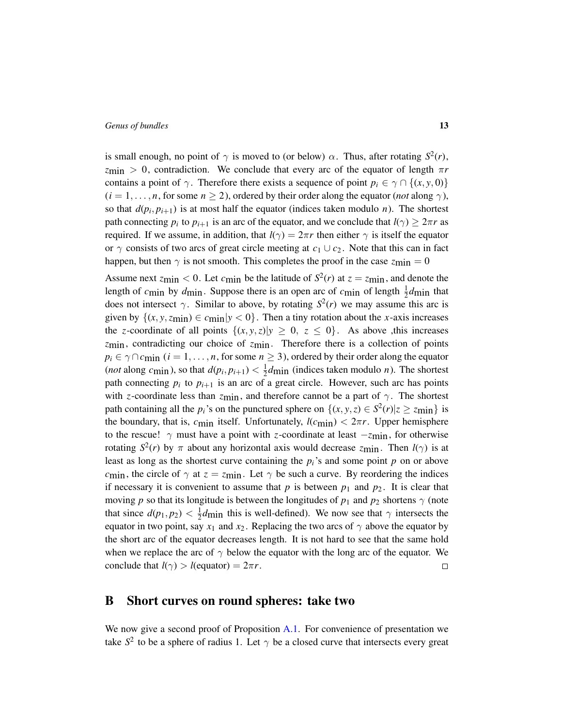is small enough, no point of $\gamma$ is moved to (or below) $\alpha$. Thus, after rotating $S^2(r)$, $z_{\min} > 0$, contradiction. We conclude that every arc of the equator of length $\pi r$ contains a point of $\gamma$. Therefore there exists a sequence of point $p_i \in \gamma \cap \{(x,y,0)\}$ ($i = 1, \ldots, n$, for some $n \geq 2$), ordered by their order along the equator (*not* along $\gamma$), so that $d(p_i, p_{i+1})$ is at most half the equator (indices taken modulo $n$). The shortest path connecting $p_i$ to $p_{i+1}$ is an arc of the equator, and we conclude that $l(\gamma) \geq 2\pi r$ as required. If we assume, in addition, that $l(\gamma) = 2\pi r$ then either $\gamma$ is itself the equator or $\gamma$ consists of two arcs of great circle meeting at $c_1 \cup c_2$. Note that this can in fact happen, but then $\gamma$ is not smooth. This completes the proof in the case $z_{\min} = 0$

Assume next $z_{\min} < 0$. Let $c_{\min}$ be the latitude of $S^2(r)$ at $z = z_{\min}$, and denote the length of $c_{\min}$ by $d_{\min}$. Suppose there is an open arc of $c_{\min}$ of length $\frac{1}{2}d_{\min}$ that does not intersect $\gamma$. Similar to above, by rotating $S^2(r)$ we may assume this arc is given by $\{(x,y,z_{\min}) \in c_{\min} | y < 0\}$. Then a tiny rotation about the $x$-axis increases the $z$-coordinate of all points $\{(x,y,z) | y \geq 0, \ z \leq 0\}$. As above ,this increases $z_{\min}$, contradicting our choice of $z_{\min}$. Therefore there is a collection of points $p_i \in \gamma \cap c_{\min}$ ($i = 1, \ldots, n$, for some $n \geq 3$), ordered by their order along the equator (*not* along $c_{\min}$), so that $d(p_i, p_{i+1}) < \frac{1}{2}d_{\min}$ (indices taken modulo $n$). The shortest path connecting $p_i$ to $p_{i+1}$ is an arc of a great circle. However, such arc has points with $z$-coordinate less than $z_{\min}$, and therefore cannot be a part of $\gamma$. The shortest path containing all the $p_i$'s on the punctured sphere on $\{(x,y,z) \in S^2(r) | z \geq z_{\min}\}$ is the boundary, that is, $c_{\min}$ itself. Unfortunately, $l(c_{\min}) < 2\pi r$. Upper hemisphere to the rescue! $\gamma$ must have a point with $z$-coordinate at least $-z_{\min}$, for otherwise rotating $S^2(r)$ by $\pi$ about any horizontal axis would decrease $z_{\min}$. Then $l(\gamma)$ is at least as long as the shortest curve containing the $p_i$'s and some point $p$ on or above $c_{\min}$, the circle of $\gamma$ at $z = z_{\min}$. Let $\gamma$ be such a curve. By reordering the indices if necessary it is convenient to assume that $p$ is between $p_1$ and $p_2$. It is clear that moving $p$ so that its longitude is between the longitudes of $p_1$ and $p_2$ shortens $\gamma$ (note that since $d(p_1, p_2) < \frac{1}{2}d_{\min}$ this is well-defined). We now see that $\gamma$ intersects the equator in two point, say $x_1$ and $x_2$. Replacing the two arcs of $\gamma$ above the equator by the short arc of the equator decreases length. It is not hard to see that the same hold when we replace the arc of $\gamma$ below the equator with the long arc of the equator. We conclude that $l(\gamma) > l(\text{equator}) = 2\pi r$. □

# B Short curves on round spheres: take two

We now give a second proof of Proposition A.1. For convenience of presentation we take $S^2$ to be a sphere of radius 1. Let $\gamma$ be a closed curve that intersects every great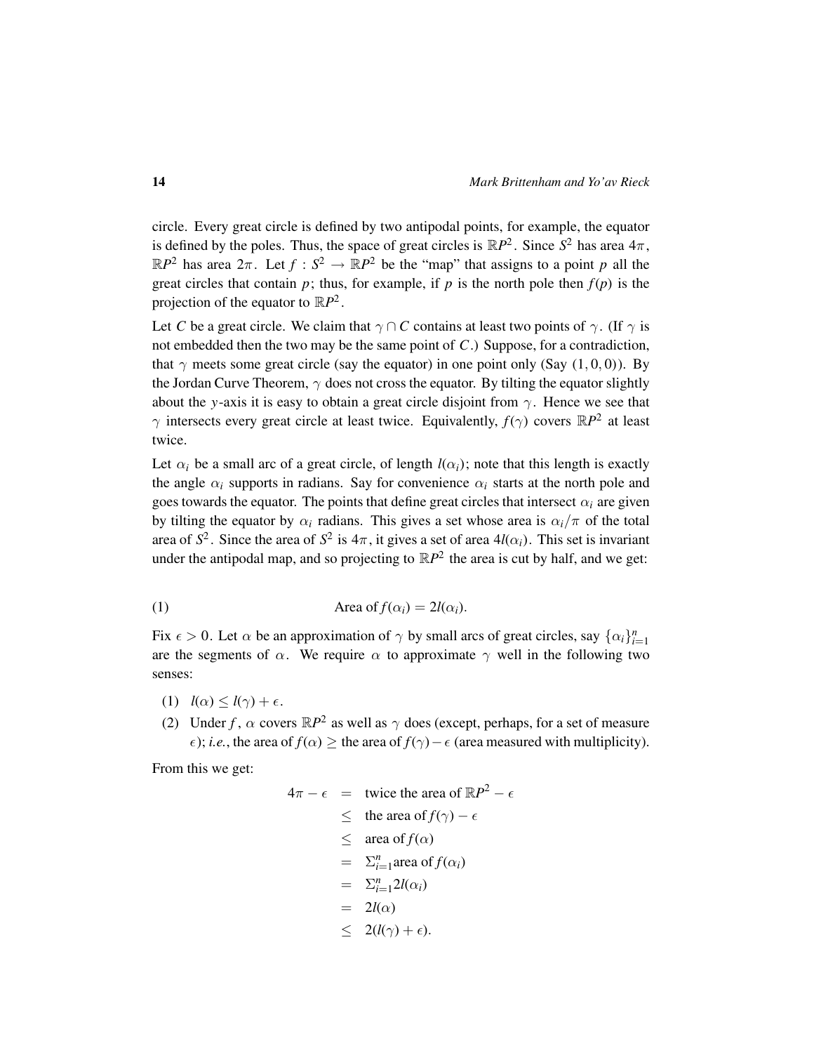circle. Every great circle is defined by two antipodal points, for example, the equator is defined by the poles. Thus, the space of great circles is $\mathbb{R}P^2$. Since $S^2$ has area $4\pi$, $\mathbb{R}P^2$ has area $2\pi$. Let $f : S^2 \to \mathbb{R}P^2$ be the "map" that assigns to a point $p$ all the great circles that contain $p$; thus, for example, if $p$ is the north pole then $f(p)$ is the projection of the equator to $\mathbb{R}P^2$.

Let $C$ be a great circle. We claim that $\gamma \cap C$ contains at least two points of $\gamma$. (If $\gamma$ is not embedded then the two may be the same point of $C$.) Suppose, for a contradiction, that $\gamma$ meets some great circle (say the equator) in one point only (Say $(1, 0, 0)$). By the Jordan Curve Theorem, $\gamma$ does not cross the equator. By tilting the equator slightly about the $y$-axis it is easy to obtain a great circle disjoint from $\gamma$. Hence we see that $\gamma$ intersects every great circle at least twice. Equivalently, $f(\gamma)$ covers $\mathbb{R}P^2$ at least twice.

Let $\alpha_i$ be a small arc of a great circle, of length $l(\alpha_i)$; note that this length is exactly the angle $\alpha_i$ supports in radians. Say for convenience $\alpha_i$ starts at the north pole and goes towards the equator. The points that define great circles that intersect $\alpha_i$ are given by tilting the equator by $\alpha_i$ radians. This gives a set whose area is $\alpha_i/\pi$ of the total area of $S^2$. Since the area of $S^2$ is $4\pi$, it gives a set of area $4l(\alpha_i)$. This set is invariant under the antipodal map, and so projecting to $\mathbb{R}P^2$ the area is cut by half, and we get:

$$\text{Area of } f(\alpha_i) = 2l(\alpha_i). \tag{1}$$

Fix $\epsilon > 0$. Let $\alpha$ be an approximation of $\gamma$ by small arcs of great circles, say $\{\alpha_i\}_{i=1}^n$ are the segments of $\alpha$. We require $\alpha$ to approximate $\gamma$ well in the following two senses:

(1) $l(\alpha) \leq l(\gamma) + \epsilon$.

(2) Under $f$, $\alpha$ covers $\mathbb{R}P^2$ as well as $\gamma$ does (except, perhaps, for a set of measure $\epsilon$); *i.e.*, the area of $f(\alpha) \geq$ the area of $f(\gamma) - \epsilon$ (area measured with multiplicity).

From this we get:

$$\begin{aligned}
4\pi - \epsilon &= \text{twice the area of } \mathbb{R}P^2 - \epsilon \\
&\leq \text{the area of } f(\gamma) - \epsilon \\
&\leq \text{area of } f(\alpha) \\
&= \Sigma_{i=1}^n \text{area of } f(\alpha_i) \\
&= \Sigma_{i=1}^n 2l(\alpha_i) \\
&= 2l(\alpha) \\
&\leq 2(l(\gamma) + \epsilon).
\end{aligned}$$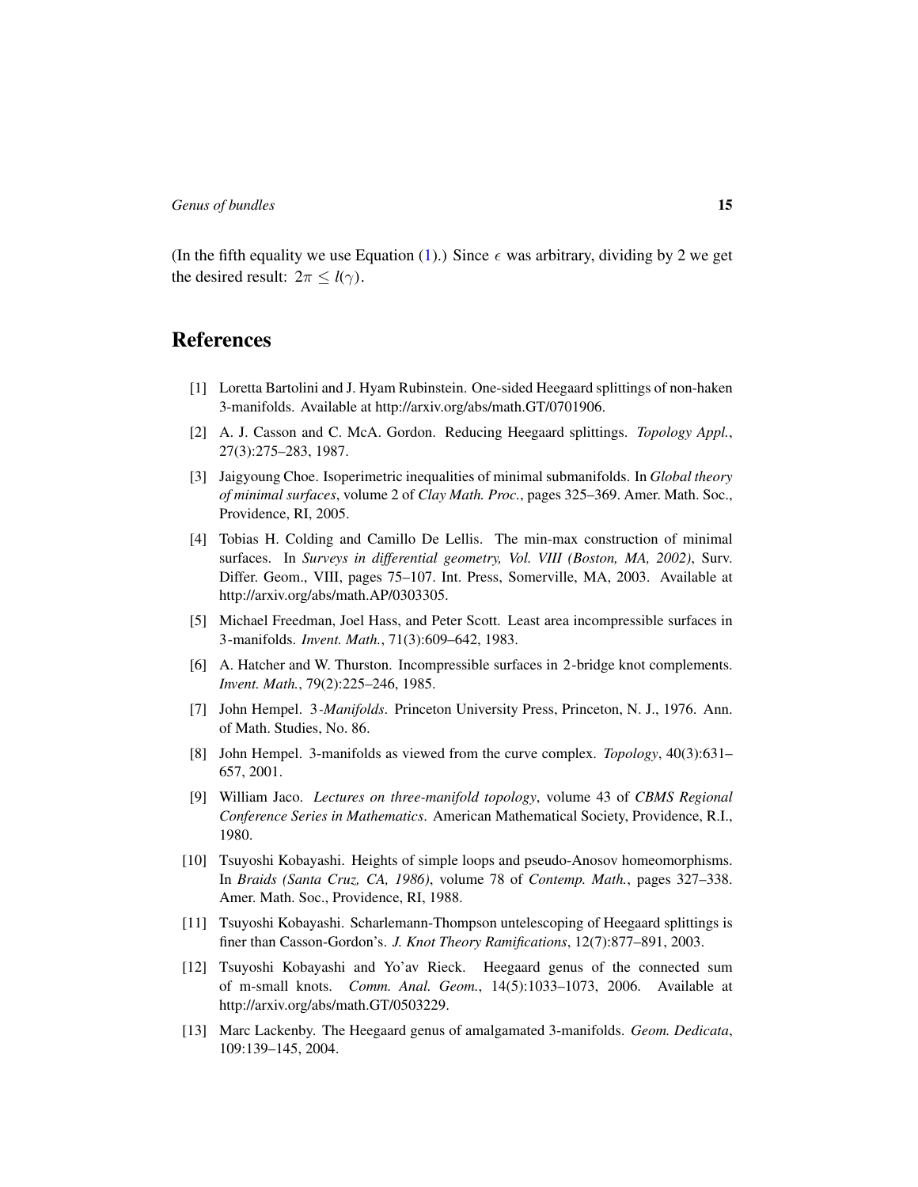(In the fifth equality we use Equation (1).) Since $\epsilon$ was arbitrary, dividing by 2 we get the desired result: $2\pi \leq l(\gamma)$.

# References

[1] Loretta Bartolini and J. Hyam Rubinstein. One-sided Heegaard splittings of non-haken 3-manifolds. Available at http://arxiv.org/abs/math.GT/0701906.

[2] A. J. Casson and C. McA. Gordon. Reducing Heegaard splittings. *Topology Appl.*, 27(3):275–283, 1987.

[3] Jaigyoung Choe. Isoperimetric inequalities of minimal submanifolds. In *Global theory of minimal surfaces*, volume 2 of *Clay Math. Proc.*, pages 325–369. Amer. Math. Soc., Providence, RI, 2005.

[4] Tobias H. Colding and Camillo De Lellis. The min-max construction of minimal surfaces. In *Surveys in differential geometry, Vol. VIII (Boston, MA, 2002)*, Surv. Differ. Geom., VIII, pages 75–107. Int. Press, Somerville, MA, 2003. Available at http://arxiv.org/abs/math.AP/0303305.

[5] Michael Freedman, Joel Hass, and Peter Scott. Least area incompressible surfaces in 3-manifolds. *Invent. Math.*, 71(3):609–642, 1983.

[6] A. Hatcher and W. Thurston. Incompressible surfaces in 2-bridge knot complements. *Invent. Math.*, 79(2):225–246, 1985.

[7] John Hempel. *3-Manifolds*. Princeton University Press, Princeton, N. J., 1976. Ann. of Math. Studies, No. 86.

[8] John Hempel. 3-manifolds as viewed from the curve complex. *Topology*, 40(3):631–657, 2001.

[9] William Jaco. *Lectures on three-manifold topology*, volume 43 of *CBMS Regional Conference Series in Mathematics*. American Mathematical Society, Providence, R.I., 1980.

[10] Tsuyoshi Kobayashi. Heights of simple loops and pseudo-Anosov homeomorphisms. In *Braids (Santa Cruz, CA, 1986)*, volume 78 of *Contemp. Math.*, pages 327–338. Amer. Math. Soc., Providence, RI, 1988.

[11] Tsuyoshi Kobayashi. Scharlemann-Thompson untelescoping of Heegaard splittings is finer than Casson-Gordon's. *J. Knot Theory Ramifications*, 12(7):877–891, 2003.

[12] Tsuyoshi Kobayashi and Yo'av Rieck. Heegaard genus of the connected sum of m-small knots. *Comm. Anal. Geom.*, 14(5):1033–1073, 2006. Available at http://arxiv.org/abs/math.GT/0503229.

[13] Marc Lackenby. The Heegaard genus of amalgamated 3-manifolds. *Geom. Dedicata*, 109:139–145, 2004.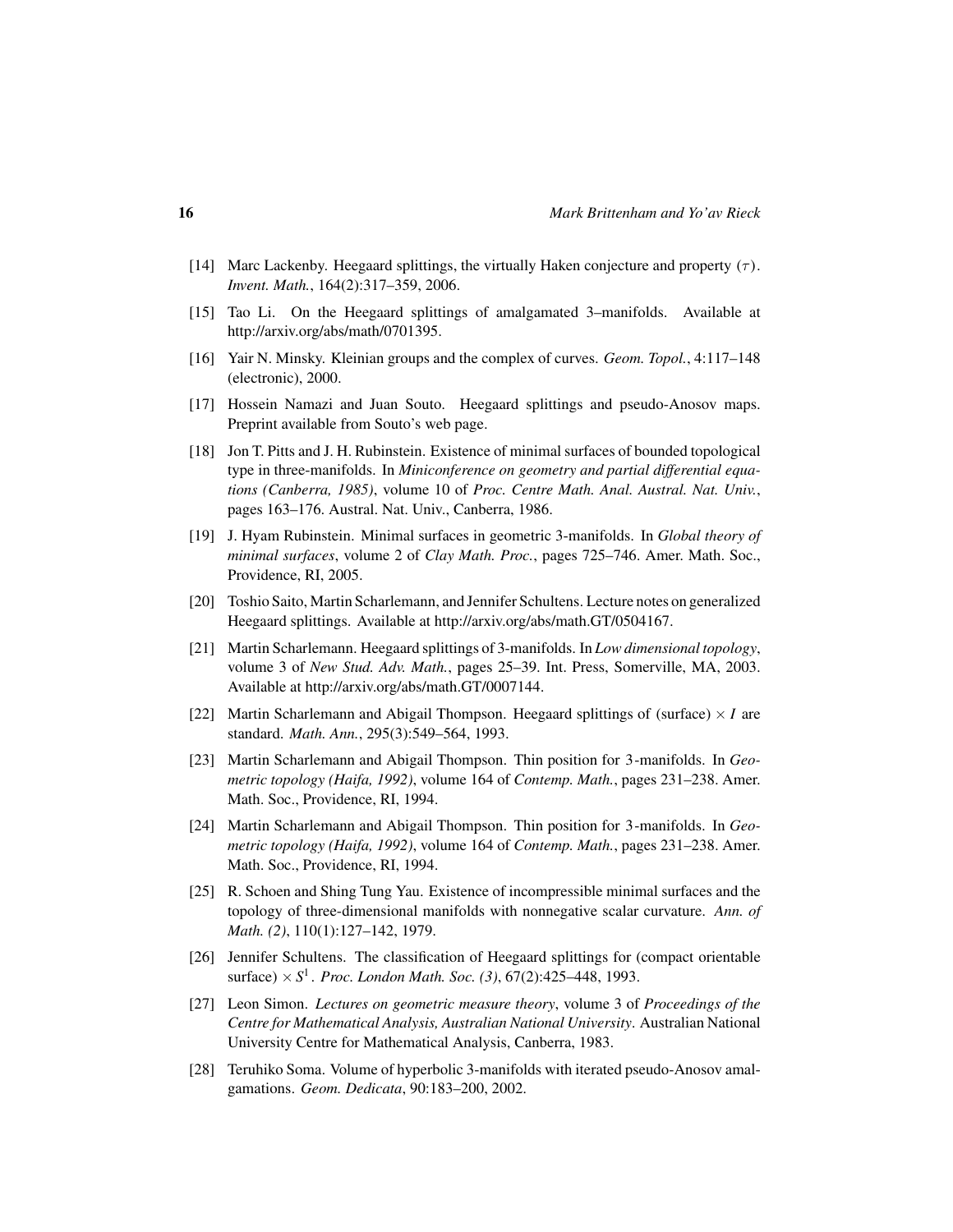- [14] Marc Lackenby. Heegaard splittings, the virtually Haken conjecture and property $(\tau)$. *Invent. Math.*, 164(2):317–359, 2006.
- [15] Tao Li. On the Heegaard splittings of amalgamated 3–manifolds. Available at http://arxiv.org/abs/math/0701395.
- [16] Yair N. Minsky. Kleinian groups and the complex of curves. *Geom. Topol.*, 4:117–148 (electronic), 2000.
- [17] Hossein Namazi and Juan Souto. Heegaard splittings and pseudo-Anosov maps. Preprint available from Souto's web page.
- [18] Jon T. Pitts and J. H. Rubinstein. Existence of minimal surfaces of bounded topological type in three-manifolds. In *Miniconference on geometry and partial differential equations (Canberra, 1985)*, volume 10 of *Proc. Centre Math. Anal. Austral. Nat. Univ.*, pages 163–176. Austral. Nat. Univ., Canberra, 1986.
- [19] J. Hyam Rubinstein. Minimal surfaces in geometric 3-manifolds. In *Global theory of minimal surfaces*, volume 2 of *Clay Math. Proc.*, pages 725–746. Amer. Math. Soc., Providence, RI, 2005.
- [20] Toshio Saito, Martin Scharlemann, and Jennifer Schultens. Lecture notes on generalized Heegaard splittings. Available at http://arxiv.org/abs/math.GT/0504167.
- [21] Martin Scharlemann. Heegaard splittings of 3-manifolds. In *Low dimensional topology*, volume 3 of *New Stud. Adv. Math.*, pages 25–39. Int. Press, Somerville, MA, 2003. Available at http://arxiv.org/abs/math.GT/0007144.
- [22] Martin Scharlemann and Abigail Thompson. Heegaard splittings of (surface) $\times I$ are standard. *Math. Ann.*, 295(3):549–564, 1993.
- [23] Martin Scharlemann and Abigail Thompson. Thin position for 3-manifolds. In *Geometric topology (Haifa, 1992)*, volume 164 of *Contemp. Math.*, pages 231–238. Amer. Math. Soc., Providence, RI, 1994.
- [24] Martin Scharlemann and Abigail Thompson. Thin position for 3-manifolds. In *Geometric topology (Haifa, 1992)*, volume 164 of *Contemp. Math.*, pages 231–238. Amer. Math. Soc., Providence, RI, 1994.
- [25] R. Schoen and Shing Tung Yau. Existence of incompressible minimal surfaces and the topology of three-dimensional manifolds with nonnegative scalar curvature. *Ann. of Math. (2)*, 110(1):127–142, 1979.
- [26] Jennifer Schultens. The classification of Heegaard splittings for (compact orientable surface) $\times S^1$. *Proc. London Math. Soc. (3)*, 67(2):425–448, 1993.
- [27] Leon Simon. *Lectures on geometric measure theory*, volume 3 of *Proceedings of the Centre for Mathematical Analysis, Australian National University*. Australian National University Centre for Mathematical Analysis, Canberra, 1983.
- [28] Teruhiko Soma. Volume of hyperbolic 3-manifolds with iterated pseudo-Anosov amalgamations. *Geom. Dedicata*, 90:183–200, 2002.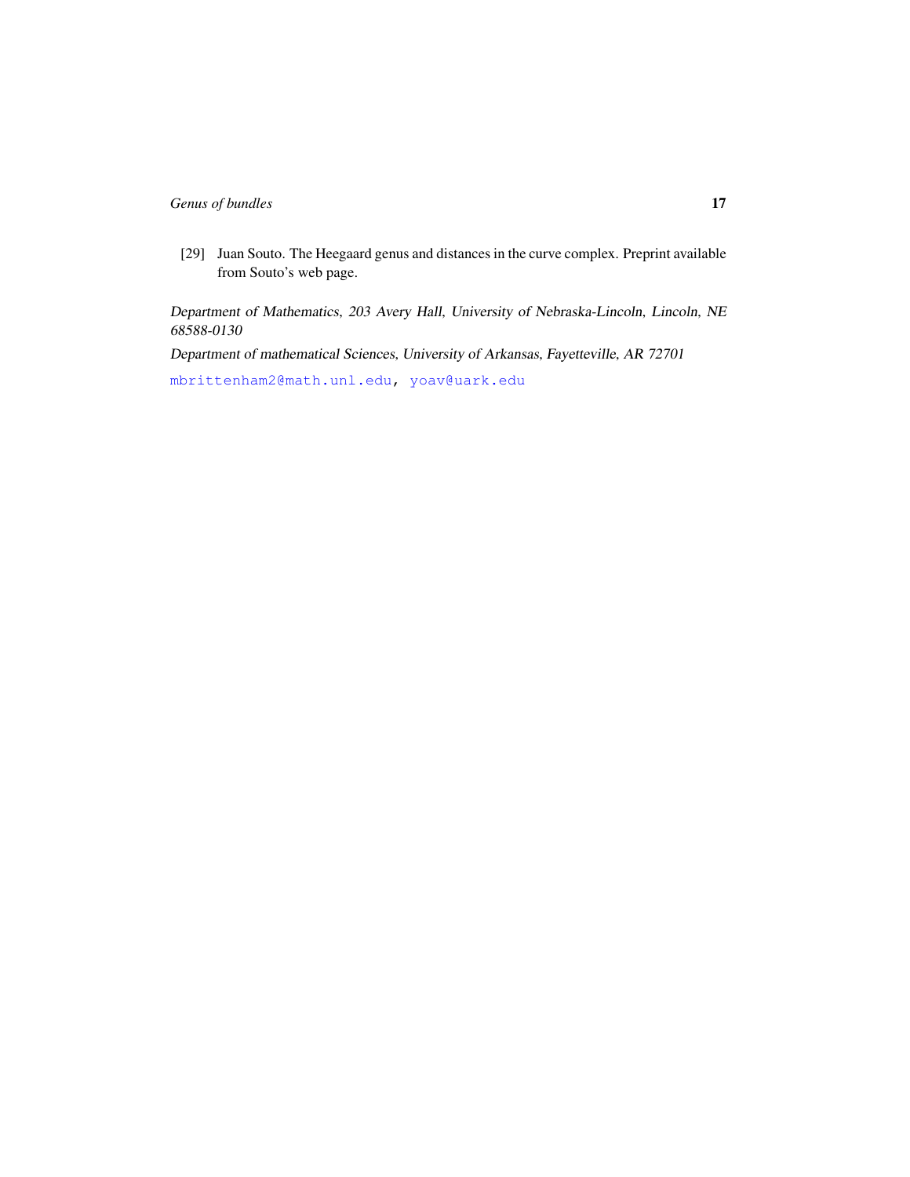[29] Juan Souto. The Heegaard genus and distances in the curve complex. Preprint available from Souto's web page.

*Department of Mathematics, 203 Avery Hall, University of Nebraska-Lincoln, Lincoln, NE 68588-0130*

*Department of mathematical Sciences, University of Arkansas, Fayetteville, AR 72701*

mbrittenham2@math.unl.edu, yoav@uark.edu